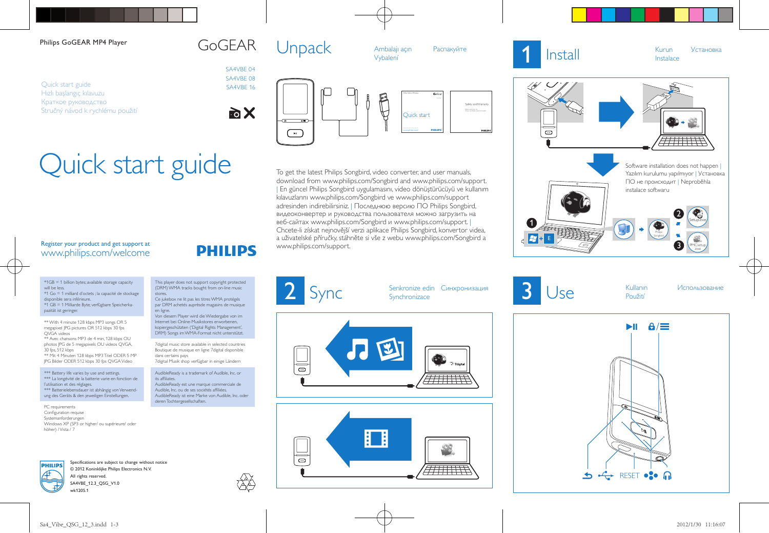Philips GoGEAR MP4 Player

GoGEAR

SA4VBE 04
SA4VBE 08
SA4VBE 16

Quick start guide
Hızlı başlangıç kılavuzu
Краткое руководство
Stručný návod k rychlému použití

# Quick start guide

Register your product and get support at
www.philips.com/welcome

PHILIPS

*1GB = 1 billion bytes; available storage capacity will be less.
*1 Go = 1 milliard d'octets ; la capacité de stockage disponible sera inférieure.
*1 GB = 1 Milliarde Byte; verfügbare Speicherkapazität ist geringer.

** With 4 minute 128 kbps MP3 songs OR 5 megapixel JPG pictures OR 512 kbps 30 fps QVGA videos
** Avec chansons MP3 de 4 min, 128 kbps OU photos JPG de 5 megapixels OU videos QVGA, 30 fps, 512 kbps
** Mit 4 Minuten 128 kbps MP3 Titel ODER 5 MP JPG Bilder ODER 512 kbps 30 fps QVGA Video

*** Battery life varies by use and settings.
*** La longévité de la batterie varie en fonction de l'utilisation et des réglages.
*** Batterielebensdauer ist abhängig von Verwendung des Geräts & den jeweiligen Einstellungen.

PC requirements
Configuration requise
Systemanforderungen
Windows XP (SP3 or higher/ ou supérieure/ oder höher) / Vista / 7

This player does not support copyright protected (DRM) WMA tracks bought from on-line music stores.
Ce jukebox ne lit pas les titres WMA protégés par DRM achetés auprès de magasins de musique en ligne.
Von diesem Player wird die Wiedergabe von im Internet bei Online-Musikstores erworbenen, kopiergeschützten ('Digital Rights Management', DRM) Songs im WMA-Format nicht unterstützt.

7digital music store available in selected countries
Boutique de musique en ligne 7digital disponible dans certains pays
7digital Musik shop verfügbar in einige Ländern

AudibleReady is a trademark of Audible, Inc. or its affiliates.
AudibleReady est une marque commerciale de Audible, Inc. ou de ses sociétés affiliées.
AudibleReady ist eine Marke von Audible, Inc. oder deren Tochtergesellschaften.

Specifications are subject to change without notice
© 2012 Koninklijke Philips Electronics N.V.
All rights reserved.
SA4VBE_12_3_QSG_V1.0
wk1205.1

# Unpack

Ambalajı açın
Распакуйте
Vybalení

Quick start

Safety and Warranty

To get the latest Philips Songbird, video converter, and user manuals, download from www.philips.com/Songbird and www.philips.com/support. | En güncel Philips Songbird uygulamasını, video dönüştürücüyü ve kullanım kılavuzlarını www.philips.com/Songbird ve www.philips.com/support adresinden indirebilirsiniz. | Последнюю версию ПО Philips Songbird, видеоконвертер и руководства пользователя можно загрузить на веб-сайтах www.philips.com/Songbird и www.philips.com/support. | Chcete-li získat nejnovější verzi aplikace Philips Songbird, konvertor videa, a uživatelské příručky, stáhněte si vše z webu www.philips.com/Songbird a www.philips.com/support.

# 1 Install

Kurun
Установка
Instalace

Software installation does not happen | Yazılım kurulumu yapılmıyor | Установка ПО не происходит | Neproběhla instalace softwaru

1 ⊞ + E

2 Setup.exe

3 PMCsetup.exe

# 2 Sync

Senkronize edin
Синхронизация
Synchronizace

# 3 Use

Kullanın
Использование
Použití

RESET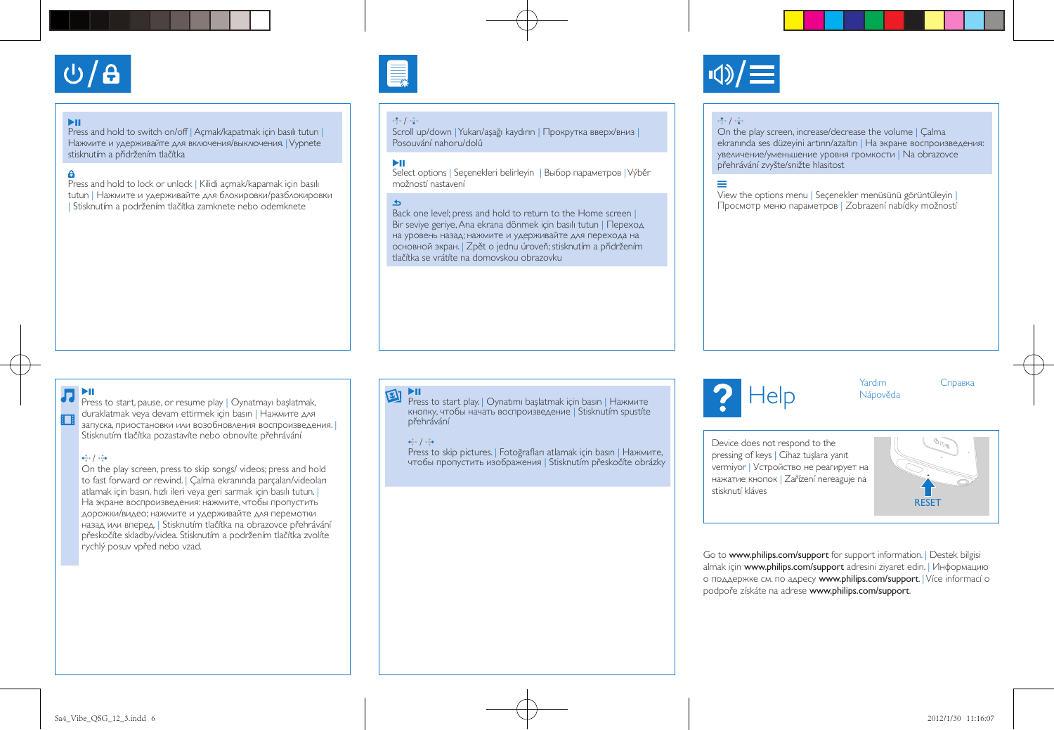Press and hold to switch on/off | Açmak/kapatmak için basılı tutun | Нажмите и удерживайте для включения/выключения. | Vypnete stisknutím a přidržením tlačítka

Press and hold to lock or unlock | Kilidi açmak/kapamak için basılı tutun | Нажмите и удерживайте для блокировки/разблокировки | Stisknutím a podržením tlačítka zamknete nebo odemknete

Scroll up/down | Yukarı/aşağı kaydırın | Прокрутка вверх/вниз | Posouvání nahoru/dolů

Select options | Seçenekleri belirleyin | Выбор параметров | Výběr možností nastavení

Back one level; press and hold to return to the Home screen | Bir seviye geriye, Ana ekrana dönmek için basılı tutun | Переход на уровень назад; нажмите и удерживайте для перехода на основной экран. | Zpět o jednu úroveň; stisknutím a přidržením tlačítka se vrátíte na domovskou obrazovku

On the play screen, increase/decrease the volume | Çalma ekranında ses düzeyini artırın/azaltın | На экране воспроизведения: увеличение/уменьшение уровня громкости | Na obrazovce přehrávání zvyšte/snižte hlasitost

View the options menu | Seçenekler menüsünü görüntüleyin | Просмотр меню параметров | Zobrazení nabídky možností

Press to start, pause, or resume play | Oynatmayı başlatmak, duraklatmak veya devam ettirmek için basın | Нажмите для запуска, приостановки или возобновления воспроизведения. | Stisknutím tlačítka pozastavíte nebo obnovíte přehrávání

On the play screen, press to skip songs/ videos; press and hold to fast forward or rewind. | Çalma ekranında parçaları/videoları atlamak için basın, hızlı ileri veya geri sarmak için basılı tutun. | На экране воспроизведения: нажмите, чтобы пропустить дорожки/видео; нажмите и удерживайте для перемотки назад или вперед. | Stisknutím tlačítka na obrazovce přehrávání přeskočíte skladby/videa. Stisknutím a podržením tlačítka zvolíte rychlý posuv vpřed nebo vzad.

Press to start play. | Oynatımı başlatmak için basın | Нажмите кнопку, чтобы начать воспроизведение | Stisknutím spustíte přehrávání

Press to skip pictures. | Fotoğrafları atlamak için basın | Нажмите, чтобы пропустить изображения | Stisknutím přeskočíte obrázky

# Help

Yardım Справка Nápověda

Device does not respond to the pressing of keys | Cihaz tuşlara yanıt vermiyor | Устройство не реагирует на нажатие кнопок | Zařízení nereaguje na stisknutí kláves

RESET

Go to **www.philips.com/support** for support information. | Destek bilgisi almak için **www.philips.com/support** adresini ziyaret edin. | Информацию о поддержке см. по адресу **www.philips.com/support**. | Více informací o podpoře získáte na adrese **www.philips.com/support**.